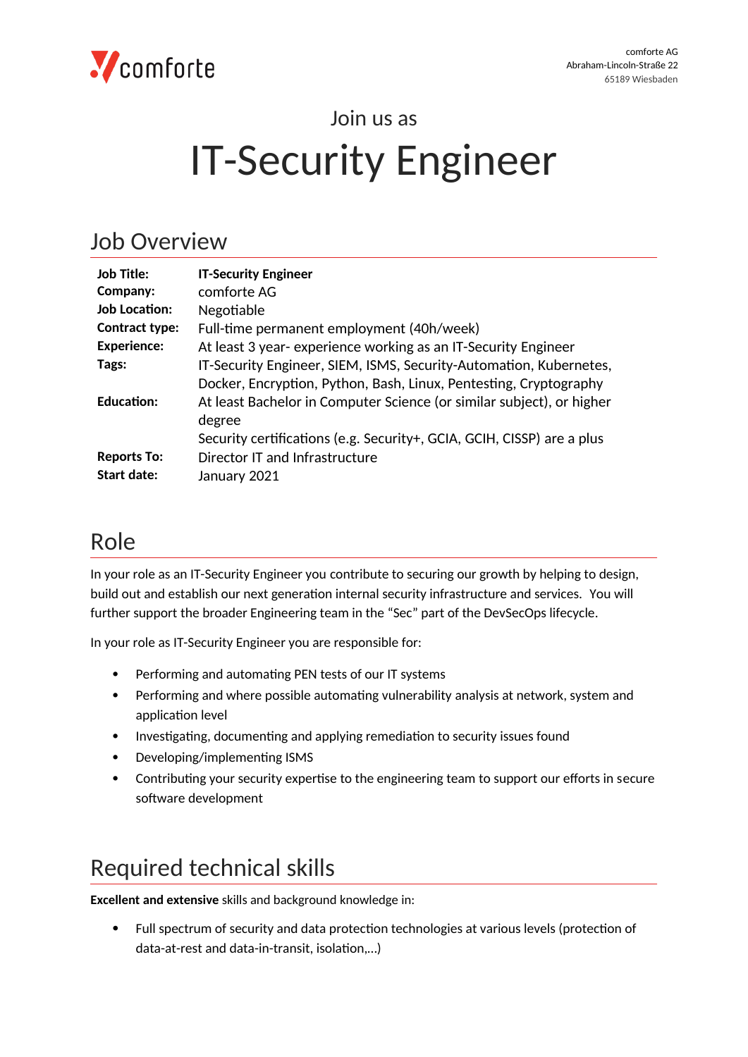comforte AG
Abraham-Lincoln-Straße 22
65189 Wiesbaden

Join us as

# IT-Security Engineer

## Job Overview

| | |
|---|---|
| **Job Title:** | **IT-Security Engineer** |
| **Company:** | comforte AG |
| **Job Location:** | Negotiable |
| **Contract type:** | Full-time permanent employment (40h/week) |
| **Experience:** | At least 3 year- experience working as an IT-Security Engineer |
| **Tags:** | IT-Security Engineer, SIEM, ISMS, Security-Automation, Kubernetes, Docker, Encryption, Python, Bash, Linux, Pentesting, Cryptography |
| **Education:** | At least Bachelor in Computer Science (or similar subject), or higher degree<br>Security certifications (e.g. Security+, GCIA, GCIH, CISSP) are a plus |
| **Reports To:** | Director IT and Infrastructure |
| **Start date:** | January 2021 |

## Role

In your role as an IT-Security Engineer you contribute to securing our growth by helping to design, build out and establish our next generation internal security infrastructure and services. You will further support the broader Engineering team in the "Sec" part of the DevSecOps lifecycle.

In your role as IT-Security Engineer you are responsible for:

- Performing and automating PEN tests of our IT systems
- Performing and where possible automating vulnerability analysis at network, system and application level
- Investigating, documenting and applying remediation to security issues found
- Developing/implementing ISMS
- Contributing your security expertise to the engineering team to support our efforts in secure software development

## Required technical skills

**Excellent and extensive** skills and background knowledge in:

- Full spectrum of security and data protection technologies at various levels (protection of data-at-rest and data-in-transit, isolation,…)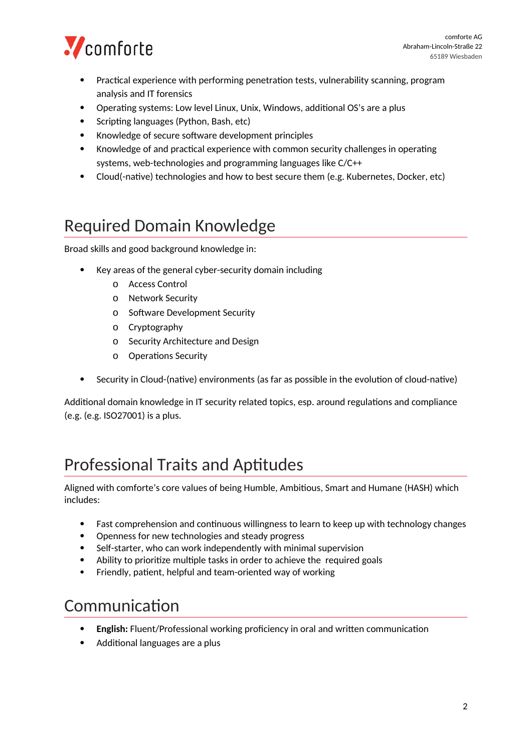- Practical experience with performing penetration tests, vulnerability scanning, program analysis and IT forensics
- Operating systems: Low level Linux, Unix, Windows, additional OS's are a plus
- Scripting languages (Python, Bash, etc)
- Knowledge of secure software development principles
- Knowledge of and practical experience with common security challenges in operating systems, web-technologies and programming languages like C/C++
- Cloud(-native) technologies and how to best secure them (e.g. Kubernetes, Docker, etc)

## Required Domain Knowledge

Broad skills and good background knowledge in:

- Key areas of the general cyber-security domain including
    - Access Control
    - Network Security
    - Software Development Security
    - Cryptography
    - Security Architecture and Design
    - Operations Security
- Security in Cloud-(native) environments (as far as possible in the evolution of cloud-native)

Additional domain knowledge in IT security related topics, esp. around regulations and compliance (e.g. (e.g. ISO27001) is a plus.

## Professional Traits and Aptitudes

Aligned with comforte's core values of being Humble, Ambitious, Smart and Humane (HASH) which includes:

- Fast comprehension and continuous willingness to learn to keep up with technology changes
- Openness for new technologies and steady progress
- Self-starter, who can work independently with minimal supervision
- Ability to prioritize multiple tasks in order to achieve the required goals
- Friendly, patient, helpful and team-oriented way of working

## Communication

- **English:** Fluent/Professional working proficiency in oral and written communication
- Additional languages are a plus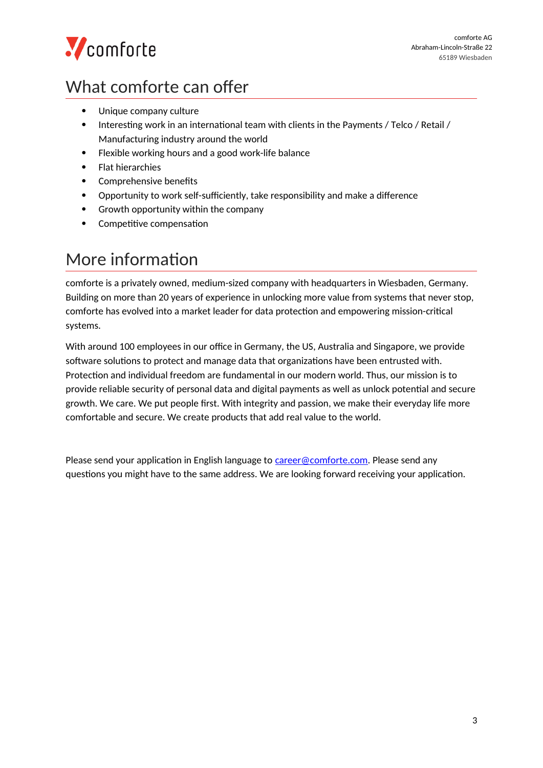# What comforte can offer

- Unique company culture
- Interesting work in an international team with clients in the Payments / Telco / Retail / Manufacturing industry around the world
- Flexible working hours and a good work-life balance
- Flat hierarchies
- Comprehensive benefits
- Opportunity to work self-sufficiently, take responsibility and make a difference
- Growth opportunity within the company
- Competitive compensation

# More information

comforte is a privately owned, medium-sized company with headquarters in Wiesbaden, Germany. Building on more than 20 years of experience in unlocking more value from systems that never stop, comforte has evolved into a market leader for data protection and empowering mission-critical systems.

With around 100 employees in our office in Germany, the US, Australia and Singapore, we provide software solutions to protect and manage data that organizations have been entrusted with. Protection and individual freedom are fundamental in our modern world. Thus, our mission is to provide reliable security of personal data and digital payments as well as unlock potential and secure growth. We care. We put people first. With integrity and passion, we make their everyday life more comfortable and secure. We create products that add real value to the world.

Please send your application in English language to career@comforte.com. Please send any questions you might have to the same address. We are looking forward receiving your application.